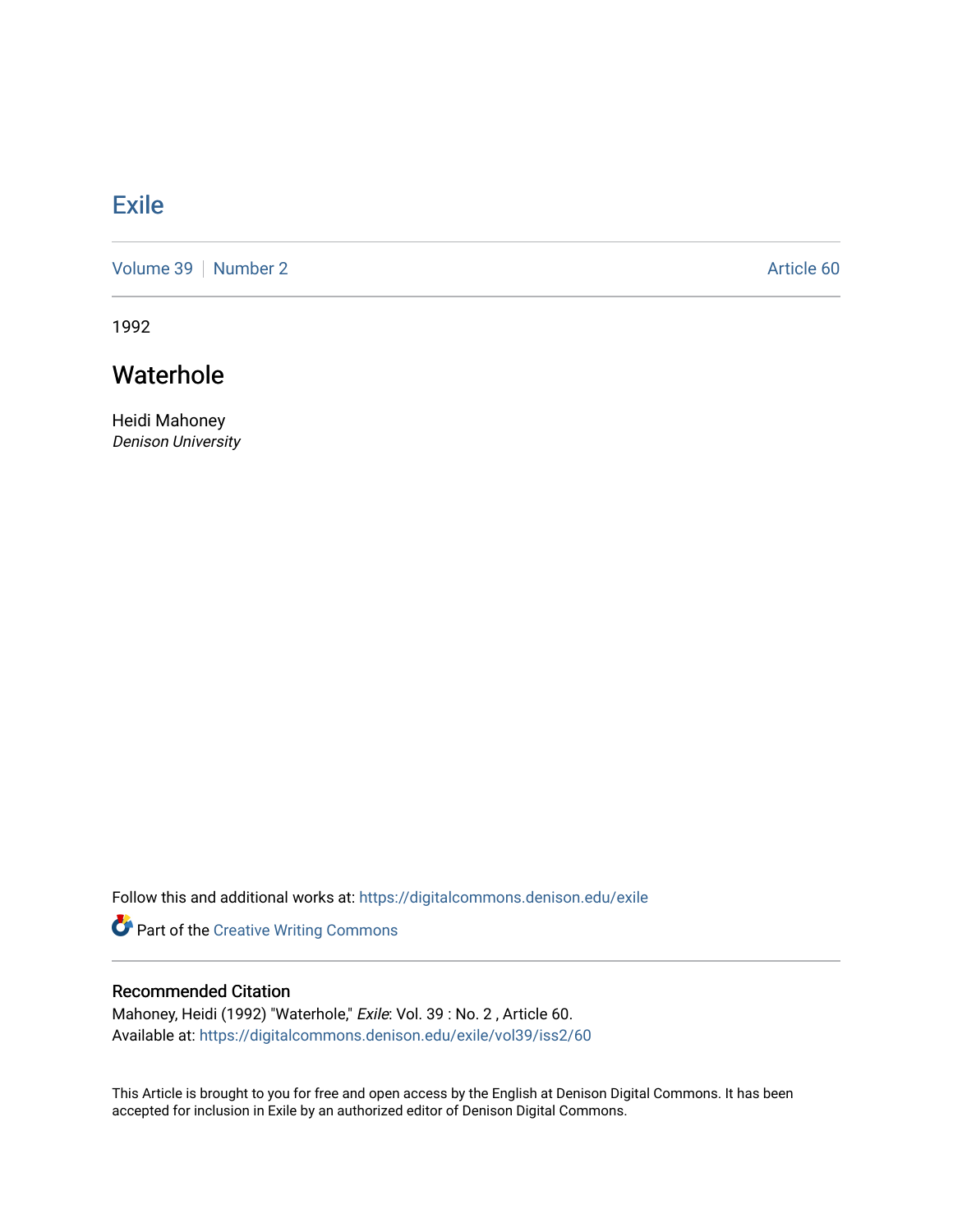# Exile

Volume 39 | Number 2 — Article 60

1992

## Waterhole

Heidi Mahoney
*Denison University*

Follow this and additional works at: https://digitalcommons.denison.edu/exile

Part of the Creative Writing Commons

### Recommended Citation

Mahoney, Heidi (1992) "Waterhole," *Exile*: Vol. 39 : No. 2 , Article 60.
Available at: https://digitalcommons.denison.edu/exile/vol39/iss2/60

This Article is brought to you for free and open access by the English at Denison Digital Commons. It has been accepted for inclusion in Exile by an authorized editor of Denison Digital Commons.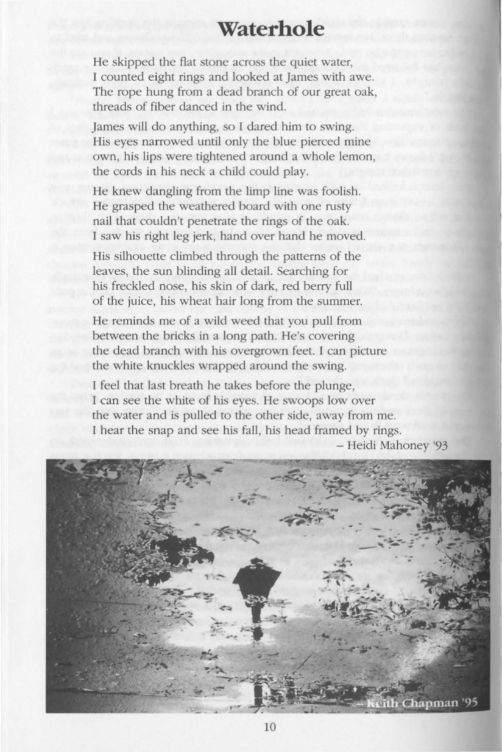# Waterhole

He skipped the flat stone across the quiet water,
I counted eight rings and looked at James with awe.
The rope hung from a dead branch of our great oak,
threads of fiber danced in the wind.

James will do anything, so I dared him to swing.
His eyes narrowed until only the blue pierced mine
own, his lips were tightened around a whole lemon,
the cords in his neck a child could play.

He knew dangling from the limp line was foolish.
He grasped the weathered board with one rusty
nail that couldn't penetrate the rings of the oak.
I saw his right leg jerk, hand over hand he moved.

His silhouette climbed through the patterns of the
leaves, the sun blinding all detail. Searching for
his freckled nose, his skin of dark, red berry full
of the juice, his wheat hair long from the summer.

He reminds me of a wild weed that you pull from
between the bricks in a long path. He's covering
the dead branch with his overgrown feet. I can picture
the white knuckles wrapped around the swing.

I feel that last breath he takes before the plunge,
I can see the white of his eyes. He swoops low over
the water and is pulled to the other side, away from me.
I hear the snap and see his fall, his head framed by rings.

– Heidi Mahoney '93

– Keith Chapman '95